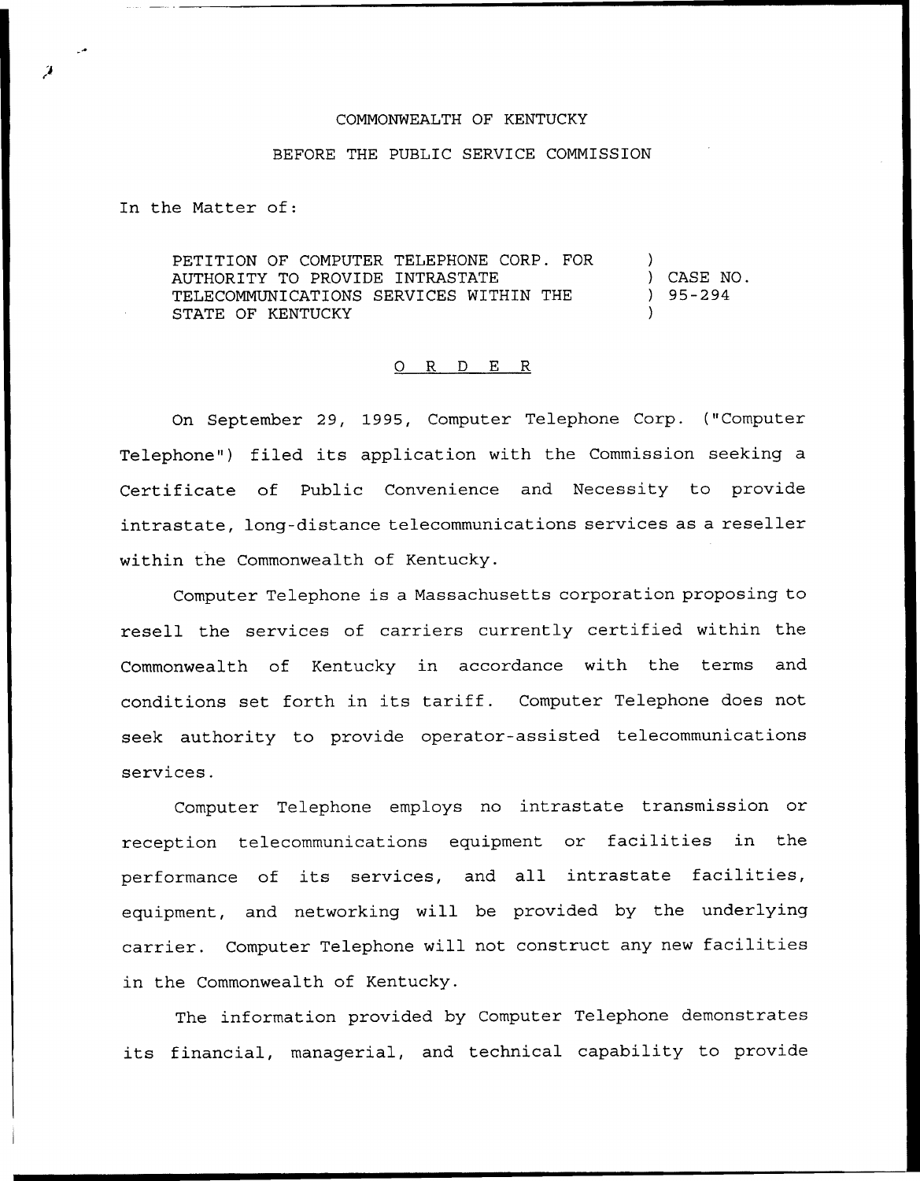COMMONWEALTH OF KENTUCKY

BEFORE THE PUBLIC SERVICE COMMISSION

In the Matter of:

PETITION OF COMPUTER TELEPHONE CORP. FOR AUTHORITY TO PROVIDE INTRASTATE TELECOMMUNICATIONS SERVICES WITHIN THE STATE OF KENTUCKY ) CASE NO. 95-294

O R D E R

On September 29, 1995, Computer Telephone Corp. ("Computer Telephone") filed its application with the Commission seeking a Certificate of Public Convenience and Necessity to provide intrastate, long-distance telecommunications services as a reseller within the Commonwealth of Kentucky.

Computer Telephone is a Massachusetts corporation proposing to resell the services of carriers currently certified within the Commonwealth of Kentucky in accordance with the terms and conditions set forth in its tariff. Computer Telephone does not seek authority to provide operator-assisted telecommunications services.

Computer Telephone employs no intrastate transmission or reception telecommunications equipment or facilities in the performance of its services, and all intrastate facilities, equipment, and networking will be provided by the underlying carrier. Computer Telephone will not construct any new facilities in the Commonwealth of Kentucky.

The information provided by Computer Telephone demonstrates its financial, managerial, and technical capability to provide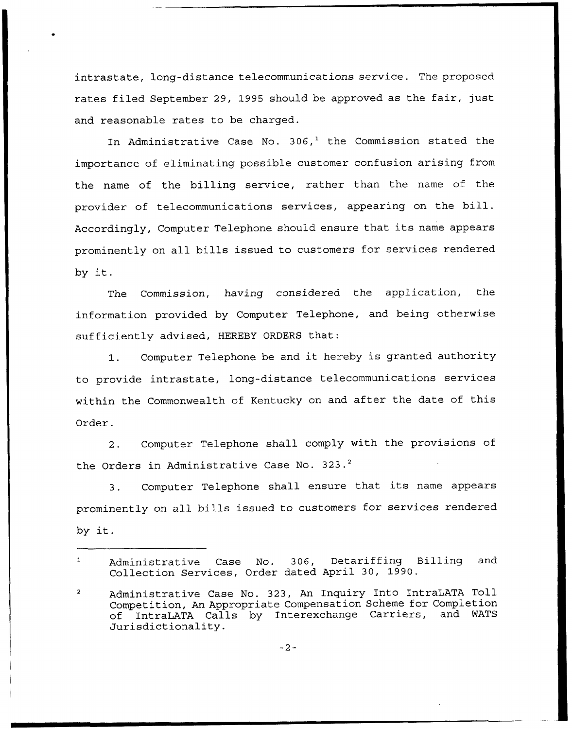intrastate, long-distance telecommunications service. The proposed rates filed September 29, 1995 should be approved as the fair, just and reasonable rates to be charged.

In Administrative Case No. 306,[1] the Commission stated the importance of eliminating possible customer confusion arising from the name of the billing service, rather than the name of the provider of telecommunications services, appearing on the bill. Accordingly, Computer Telephone should ensure that its name appears prominently on all bills issued to customers for services rendered by it.

The Commission, having considered the application, the information provided by Computer Telephone, and being otherwise sufficiently advised, HEREBY ORDERS that:

1. Computer Telephone be and it hereby is granted authority to provide intrastate, long-distance telecommunications services within the Commonwealth of Kentucky on and after the date of this Order.

2. Computer Telephone shall comply with the provisions of the Orders in Administrative Case No. 323.[2]

3. Computer Telephone shall ensure that its name appears prominently on all bills issued to customers for services rendered by it.

---

[1] Administrative Case No. 306, Detariffing Billing and Collection Services, Order dated April 30, 1990.

[2] Administrative Case No. 323, An Inquiry Into IntraLATA Toll Competition, An Appropriate Compensation Scheme for Completion of IntraLATA Calls by Interexchange Carriers, and WATS Jurisdictionality.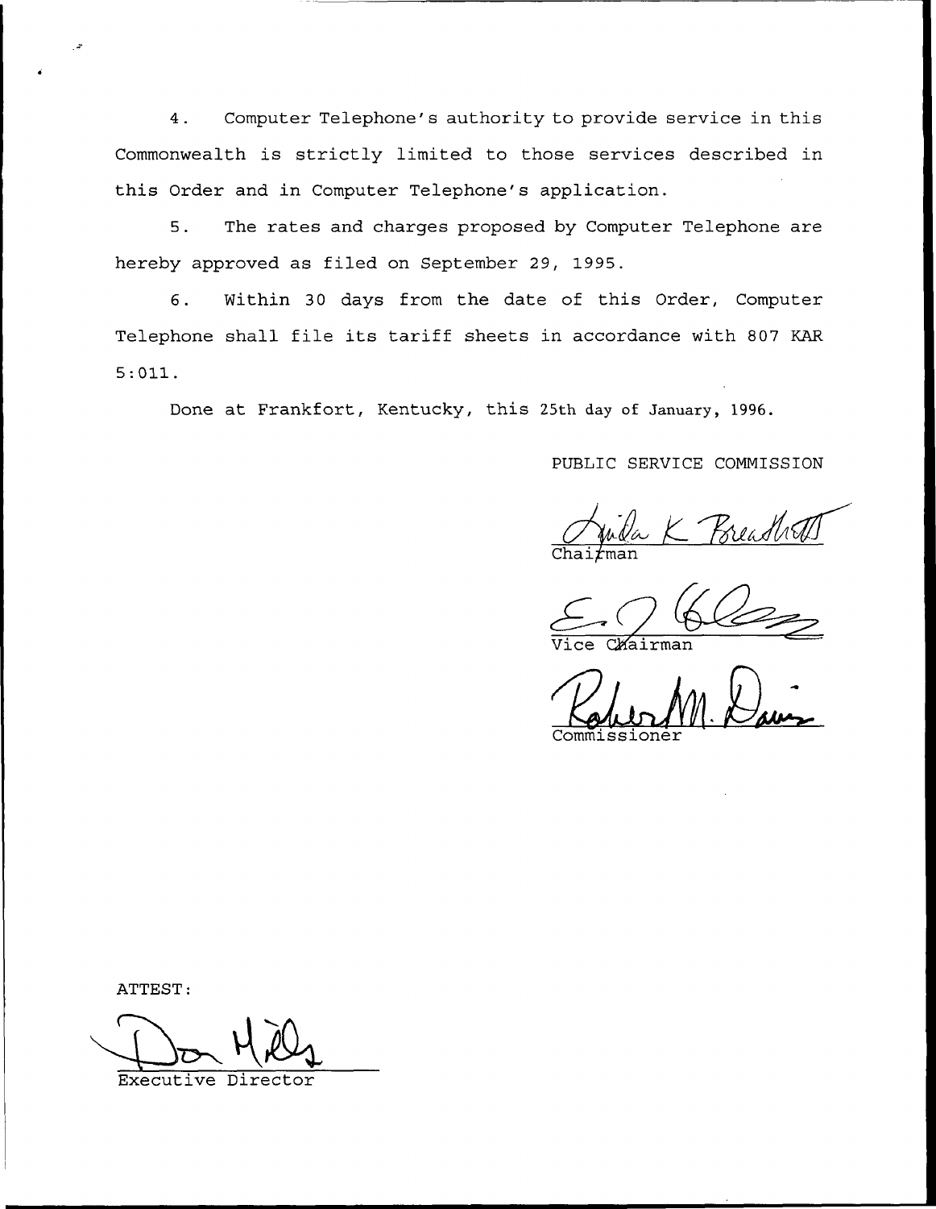4. Computer Telephone's authority to provide service in this Commonwealth is strictly limited to those services described in this Order and in Computer Telephone's application.

5. The rates and charges proposed by Computer Telephone are hereby approved as filed on September 29, 1995.

6. Within 30 days from the date of this Order, Computer Telephone shall file its tariff sheets in accordance with 807 KAR 5:011.

Done at Frankfort, Kentucky, this 25th day of January, 1996.

PUBLIC SERVICE COMMISSION

Chairman

Vice Chairman

Commissioner

ATTEST:

Executive Director